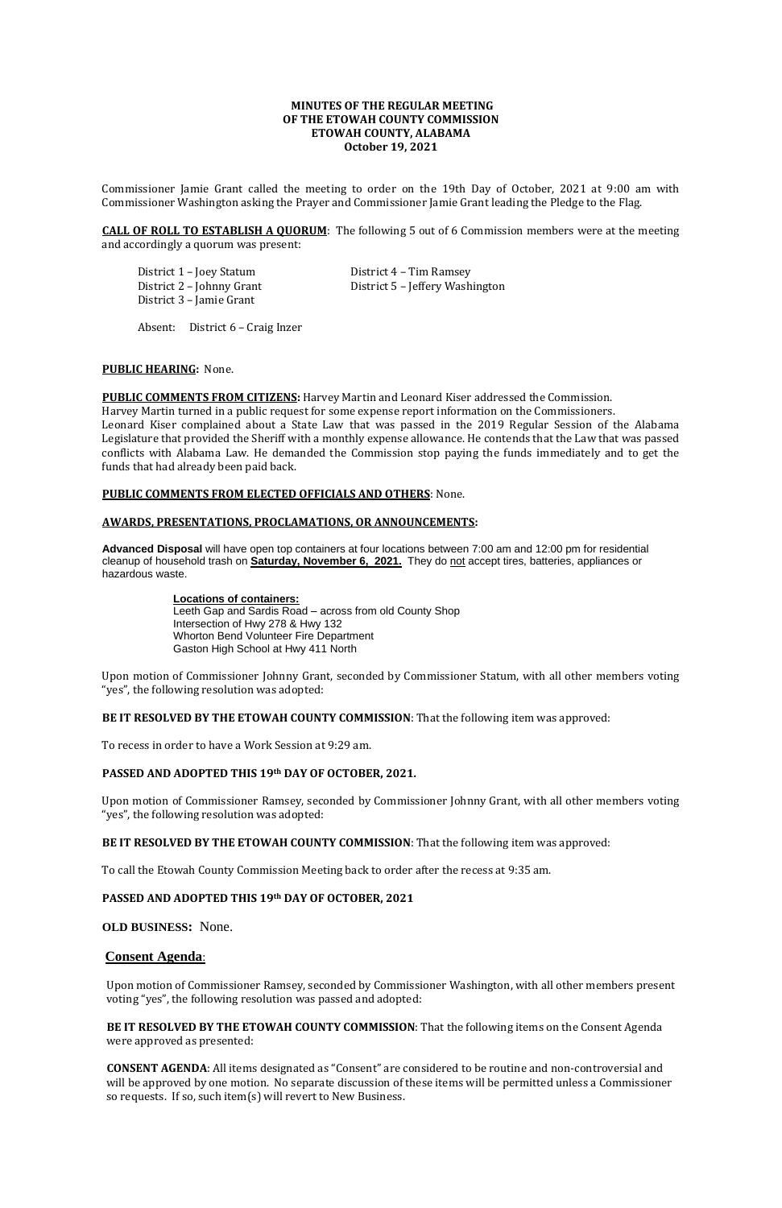**MINUTES OF THE REGULAR MEETING**
**OF THE ETOWAH COUNTY COMMISSION**
**ETOWAH COUNTY, ALABAMA**
**October 19, 2021**

Commissioner Jamie Grant called the meeting to order on the 19th Day of October, 2021 at 9:00 am with Commissioner Washington asking the Prayer and Commissioner Jamie Grant leading the Pledge to the Flag.

**CALL OF ROLL TO ESTABLISH A QUORUM**: The following 5 out of 6 Commission members were at the meeting and accordingly a quorum was present:

District 1 – Joey Statum
District 2 – Johnny Grant
District 3 – Jamie Grant
District 4 – Tim Ramsey
District 5 – Jeffery Washington

Absent: District 6 – Craig Inzer

**PUBLIC HEARING:** None.

**PUBLIC COMMENTS FROM CITIZENS:** Harvey Martin and Leonard Kiser addressed the Commission.
Harvey Martin turned in a public request for some expense report information on the Commissioners.
Leonard Kiser complained about a State Law that was passed in the 2019 Regular Session of the Alabama Legislature that provided the Sheriff with a monthly expense allowance. He contends that the Law that was passed conflicts with Alabama Law. He demanded the Commission stop paying the funds immediately and to get the funds that had already been paid back.

**PUBLIC COMMENTS FROM ELECTED OFFICIALS AND OTHERS**: None.

**AWARDS, PRESENTATIONS, PROCLAMATIONS, OR ANNOUNCEMENTS:**

**Advanced Disposal** will have open top containers at four locations between 7:00 am and 12:00 pm for residential cleanup of household trash on **Saturday, November 6, 2021.** They do not accept tires, batteries, appliances or hazardous waste.

**Locations of containers:**
Leeth Gap and Sardis Road – across from old County Shop
Intersection of Hwy 278 & Hwy 132
Whorton Bend Volunteer Fire Department
Gaston High School at Hwy 411 North

Upon motion of Commissioner Johnny Grant, seconded by Commissioner Statum, with all other members voting "yes", the following resolution was adopted:

**BE IT RESOLVED BY THE ETOWAH COUNTY COMMISSION**: That the following item was approved:

To recess in order to have a Work Session at 9:29 am.

**PASSED AND ADOPTED THIS 19th DAY OF OCTOBER, 2021.**

Upon motion of Commissioner Ramsey, seconded by Commissioner Johnny Grant, with all other members voting "yes", the following resolution was adopted:

**BE IT RESOLVED BY THE ETOWAH COUNTY COMMISSION**: That the following item was approved:

To call the Etowah County Commission Meeting back to order after the recess at 9:35 am.

**PASSED AND ADOPTED THIS 19th DAY OF OCTOBER, 2021**

**OLD BUSINESS:** None.

**Consent Agenda**:

Upon motion of Commissioner Ramsey, seconded by Commissioner Washington, with all other members present voting "yes", the following resolution was passed and adopted:

**BE IT RESOLVED BY THE ETOWAH COUNTY COMMISSION**: That the following items on the Consent Agenda were approved as presented:

**CONSENT AGENDA**: All items designated as "Consent" are considered to be routine and non-controversial and will be approved by one motion. No separate discussion of these items will be permitted unless a Commissioner so requests. If so, such item(s) will revert to New Business.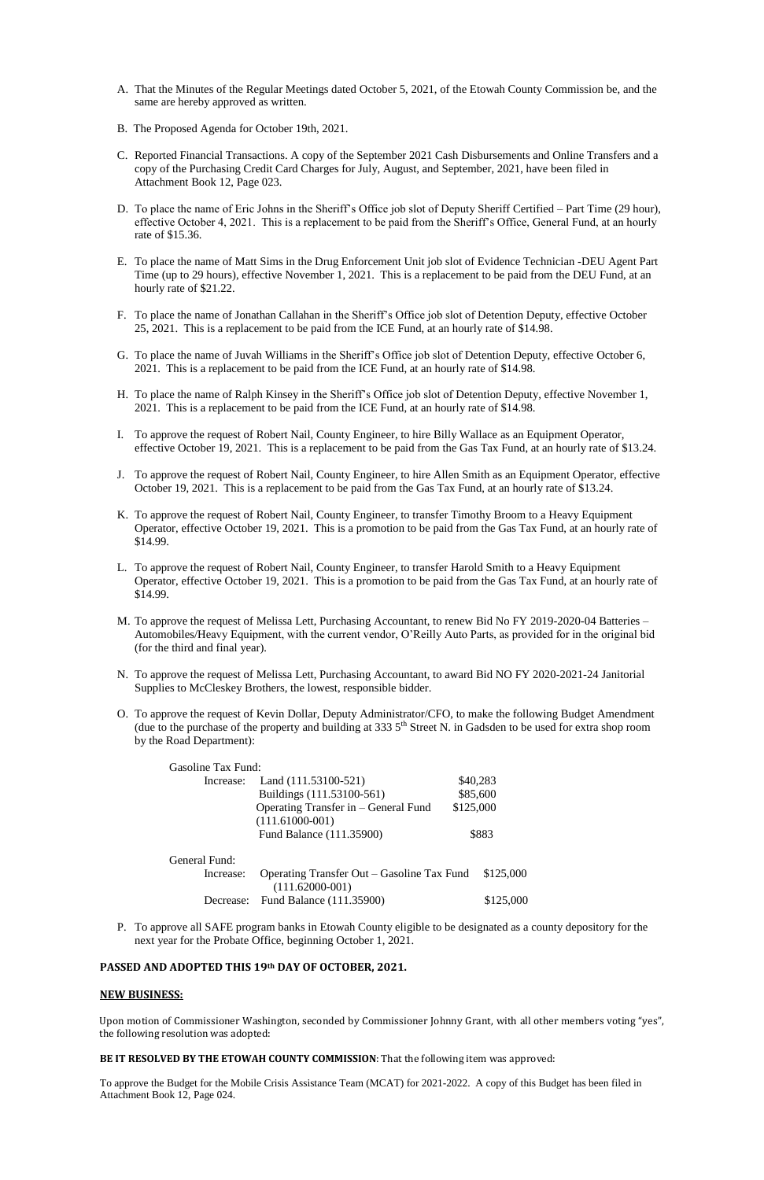A. That the Minutes of the Regular Meetings dated October 5, 2021, of the Etowah County Commission be, and the same are hereby approved as written.

B. The Proposed Agenda for October 19th, 2021.

C. Reported Financial Transactions. A copy of the September 2021 Cash Disbursements and Online Transfers and a copy of the Purchasing Credit Card Charges for July, August, and September, 2021, have been filed in Attachment Book 12, Page 023.

D. To place the name of Eric Johns in the Sheriff's Office job slot of Deputy Sheriff Certified – Part Time (29 hour), effective October 4, 2021. This is a replacement to be paid from the Sheriff's Office, General Fund, at an hourly rate of $15.36.

E. To place the name of Matt Sims in the Drug Enforcement Unit job slot of Evidence Technician -DEU Agent Part Time (up to 29 hours), effective November 1, 2021. This is a replacement to be paid from the DEU Fund, at an hourly rate of $21.22.

F. To place the name of Jonathan Callahan in the Sheriff's Office job slot of Detention Deputy, effective October 25, 2021. This is a replacement to be paid from the ICE Fund, at an hourly rate of $14.98.

G. To place the name of Juvah Williams in the Sheriff's Office job slot of Detention Deputy, effective October 6, 2021. This is a replacement to be paid from the ICE Fund, at an hourly rate of $14.98.

H. To place the name of Ralph Kinsey in the Sheriff's Office job slot of Detention Deputy, effective November 1, 2021. This is a replacement to be paid from the ICE Fund, at an hourly rate of $14.98.

I. To approve the request of Robert Nail, County Engineer, to hire Billy Wallace as an Equipment Operator, effective October 19, 2021. This is a replacement to be paid from the Gas Tax Fund, at an hourly rate of $13.24.

J. To approve the request of Robert Nail, County Engineer, to hire Allen Smith as an Equipment Operator, effective October 19, 2021. This is a replacement to be paid from the Gas Tax Fund, at an hourly rate of $13.24.

K. To approve the request of Robert Nail, County Engineer, to transfer Timothy Broom to a Heavy Equipment Operator, effective October 19, 2021. This is a promotion to be paid from the Gas Tax Fund, at an hourly rate of $14.99.

L. To approve the request of Robert Nail, County Engineer, to transfer Harold Smith to a Heavy Equipment Operator, effective October 19, 2021. This is a promotion to be paid from the Gas Tax Fund, at an hourly rate of $14.99.

M. To approve the request of Melissa Lett, Purchasing Accountant, to renew Bid No FY 2019-2020-04 Batteries – Automobiles/Heavy Equipment, with the current vendor, O'Reilly Auto Parts, as provided for in the original bid (for the third and final year).

N. To approve the request of Melissa Lett, Purchasing Accountant, to award Bid NO FY 2020-2021-24 Janitorial Supplies to McCleskey Brothers, the lowest, responsible bidder.

O. To approve the request of Kevin Dollar, Deputy Administrator/CFO, to make the following Budget Amendment (due to the purchase of the property and building at 333 5th Street N. in Gadsden to be used for extra shop room by the Road Department):

Gasoline Tax Fund:

| | | |
|---|---|---|
| Increase: | Land (111.53100-521) | $40,283 |
| | Buildings (111.53100-561) | $85,600 |
| | Operating Transfer in – General Fund (111.61000-001) | $125,000 |
| | Fund Balance (111.35900) | $883 |

General Fund:

| | | |
|---|---|---|
| Increase: | Operating Transfer Out – Gasoline Tax Fund (111.62000-001) | $125,000 |
| Decrease: | Fund Balance (111.35900) | $125,000 |

P. To approve all SAFE program banks in Etowah County eligible to be designated as a county depository for the next year for the Probate Office, beginning October 1, 2021.

**PASSED AND ADOPTED THIS 19th DAY OF OCTOBER, 2021.**

**NEW BUSINESS:**

Upon motion of Commissioner Washington, seconded by Commissioner Johnny Grant, with all other members voting "yes", the following resolution was adopted:

**BE IT RESOLVED BY THE ETOWAH COUNTY COMMISSION**: That the following item was approved:

To approve the Budget for the Mobile Crisis Assistance Team (MCAT) for 2021-2022. A copy of this Budget has been filed in Attachment Book 12, Page 024.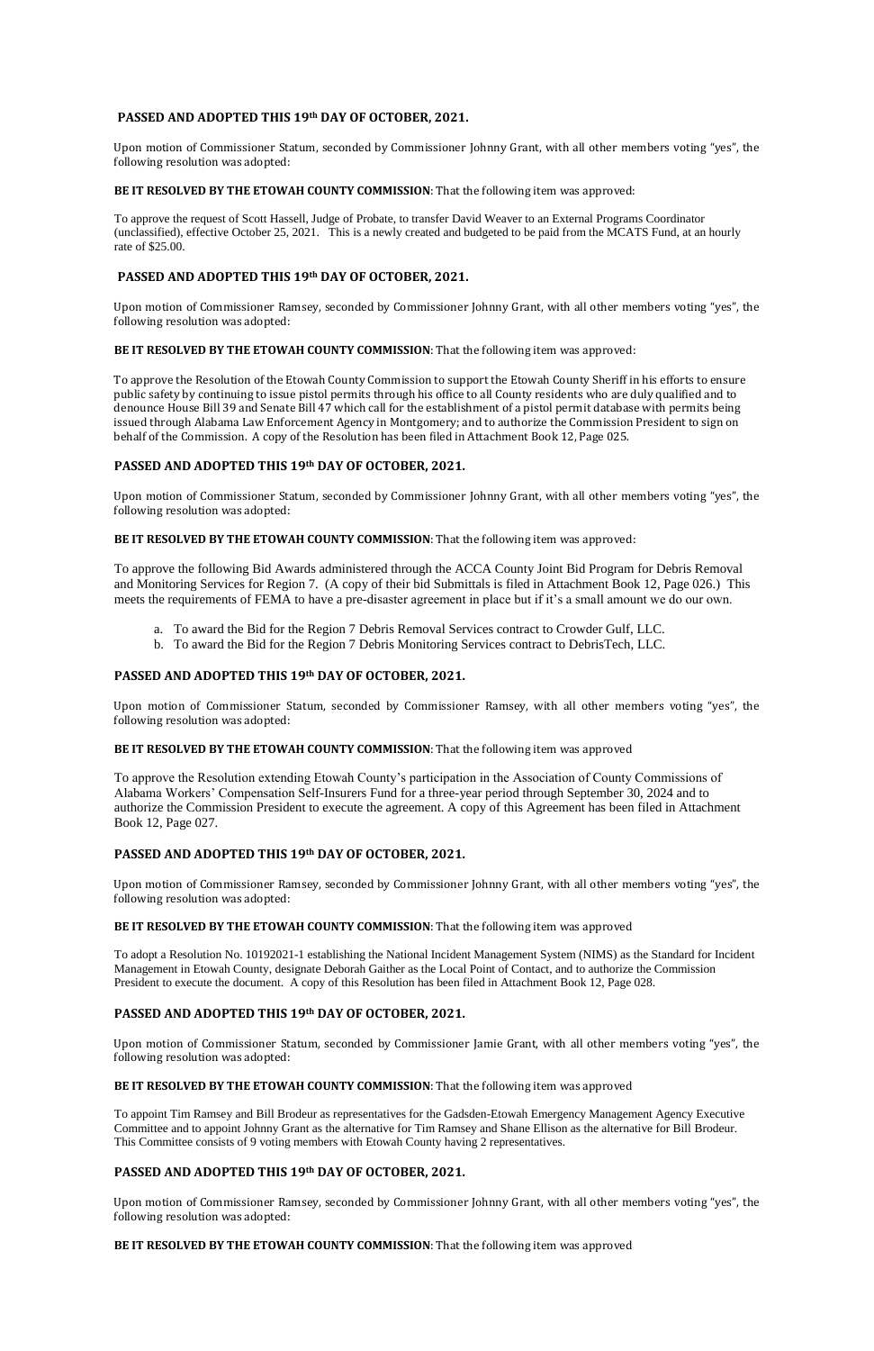**PASSED AND ADOPTED THIS 19th DAY OF OCTOBER, 2021.**

Upon motion of Commissioner Statum, seconded by Commissioner Johnny Grant, with all other members voting "yes", the following resolution was adopted:

**BE IT RESOLVED BY THE ETOWAH COUNTY COMMISSION**: That the following item was approved:

To approve the request of Scott Hassell, Judge of Probate, to transfer David Weaver to an External Programs Coordinator (unclassified), effective October 25, 2021. This is a newly created and budgeted to be paid from the MCATS Fund, at an hourly rate of $25.00.

**PASSED AND ADOPTED THIS 19th DAY OF OCTOBER, 2021.**

Upon motion of Commissioner Ramsey, seconded by Commissioner Johnny Grant, with all other members voting "yes", the following resolution was adopted:

**BE IT RESOLVED BY THE ETOWAH COUNTY COMMISSION**: That the following item was approved:

To approve the Resolution of the Etowah County Commission to support the Etowah County Sheriff in his efforts to ensure public safety by continuing to issue pistol permits through his office to all County residents who are duly qualified and to denounce House Bill 39 and Senate Bill 47 which call for the establishment of a pistol permit database with permits being issued through Alabama Law Enforcement Agency in Montgomery; and to authorize the Commission President to sign on behalf of the Commission. A copy of the Resolution has been filed in Attachment Book 12, Page 025.

**PASSED AND ADOPTED THIS 19th DAY OF OCTOBER, 2021.**

Upon motion of Commissioner Statum, seconded by Commissioner Johnny Grant, with all other members voting "yes", the following resolution was adopted:

**BE IT RESOLVED BY THE ETOWAH COUNTY COMMISSION**: That the following item was approved:

To approve the following Bid Awards administered through the ACCA County Joint Bid Program for Debris Removal and Monitoring Services for Region 7. (A copy of their bid Submittals is filed in Attachment Book 12, Page 026.) This meets the requirements of FEMA to have a pre-disaster agreement in place but if it's a small amount we do our own.

a. To award the Bid for the Region 7 Debris Removal Services contract to Crowder Gulf, LLC.
b. To award the Bid for the Region 7 Debris Monitoring Services contract to DebrisTech, LLC.

**PASSED AND ADOPTED THIS 19th DAY OF OCTOBER, 2021.**

Upon motion of Commissioner Statum, seconded by Commissioner Ramsey, with all other members voting "yes", the following resolution was adopted:

**BE IT RESOLVED BY THE ETOWAH COUNTY COMMISSION**: That the following item was approved

To approve the Resolution extending Etowah County's participation in the Association of County Commissions of Alabama Workers' Compensation Self-Insurers Fund for a three-year period through September 30, 2024 and to authorize the Commission President to execute the agreement. A copy of this Agreement has been filed in Attachment Book 12, Page 027.

**PASSED AND ADOPTED THIS 19th DAY OF OCTOBER, 2021.**

Upon motion of Commissioner Ramsey, seconded by Commissioner Johnny Grant, with all other members voting "yes", the following resolution was adopted:

**BE IT RESOLVED BY THE ETOWAH COUNTY COMMISSION**: That the following item was approved

To adopt a Resolution No. 10192021-1 establishing the National Incident Management System (NIMS) as the Standard for Incident Management in Etowah County, designate Deborah Gaither as the Local Point of Contact, and to authorize the Commission President to execute the document. A copy of this Resolution has been filed in Attachment Book 12, Page 028.

**PASSED AND ADOPTED THIS 19th DAY OF OCTOBER, 2021.**

Upon motion of Commissioner Statum, seconded by Commissioner Jamie Grant, with all other members voting "yes", the following resolution was adopted:

**BE IT RESOLVED BY THE ETOWAH COUNTY COMMISSION**: That the following item was approved

To appoint Tim Ramsey and Bill Brodeur as representatives for the Gadsden-Etowah Emergency Management Agency Executive Committee and to appoint Johnny Grant as the alternative for Tim Ramsey and Shane Ellison as the alternative for Bill Brodeur. This Committee consists of 9 voting members with Etowah County having 2 representatives.

**PASSED AND ADOPTED THIS 19th DAY OF OCTOBER, 2021.**

Upon motion of Commissioner Ramsey, seconded by Commissioner Johnny Grant, with all other members voting "yes", the following resolution was adopted:

**BE IT RESOLVED BY THE ETOWAH COUNTY COMMISSION**: That the following item was approved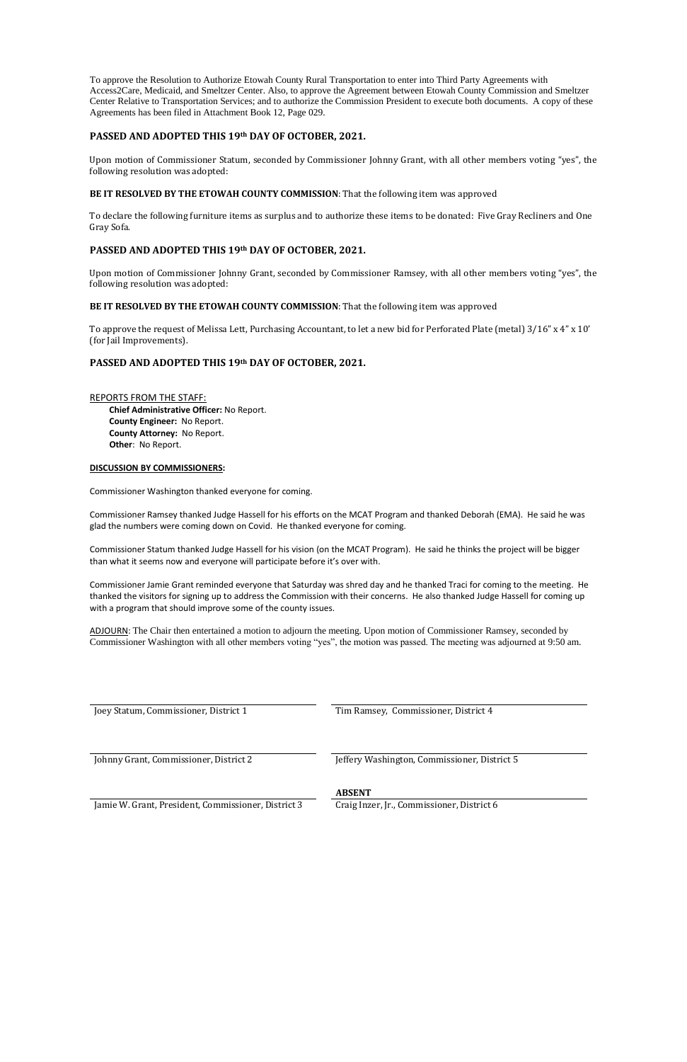To approve the Resolution to Authorize Etowah County Rural Transportation to enter into Third Party Agreements with Access2Care, Medicaid, and Smeltzer Center. Also, to approve the Agreement between Etowah County Commission and Smeltzer Center Relative to Transportation Services; and to authorize the Commission President to execute both documents. A copy of these Agreements has been filed in Attachment Book 12, Page 029.

**PASSED AND ADOPTED THIS 19th DAY OF OCTOBER, 2021.**

Upon motion of Commissioner Statum, seconded by Commissioner Johnny Grant, with all other members voting "yes", the following resolution was adopted:

**BE IT RESOLVED BY THE ETOWAH COUNTY COMMISSION**: That the following item was approved

To declare the following furniture items as surplus and to authorize these items to be donated: Five Gray Recliners and One Gray Sofa.

**PASSED AND ADOPTED THIS 19th DAY OF OCTOBER, 2021.**

Upon motion of Commissioner Johnny Grant, seconded by Commissioner Ramsey, with all other members voting "yes", the following resolution was adopted:

**BE IT RESOLVED BY THE ETOWAH COUNTY COMMISSION**: That the following item was approved

To approve the request of Melissa Lett, Purchasing Accountant, to let a new bid for Perforated Plate (metal) 3/16" x 4" x 10' (for Jail Improvements).

**PASSED AND ADOPTED THIS 19th DAY OF OCTOBER, 2021.**

REPORTS FROM THE STAFF:

**Chief Administrative Officer:** No Report.
**County Engineer:** No Report.
**County Attorney:** No Report.
**Other**: No Report.

**DISCUSSION BY COMMISSIONERS:**

Commissioner Washington thanked everyone for coming.

Commissioner Ramsey thanked Judge Hassell for his efforts on the MCAT Program and thanked Deborah (EMA). He said he was glad the numbers were coming down on Covid. He thanked everyone for coming.

Commissioner Statum thanked Judge Hassell for his vision (on the MCAT Program). He said he thinks the project will be bigger than what it seems now and everyone will participate before it's over with.

Commissioner Jamie Grant reminded everyone that Saturday was shred day and he thanked Traci for coming to the meeting. He thanked the visitors for signing up to address the Commission with their concerns. He also thanked Judge Hassell for coming up with a program that should improve some of the county issues.

ADJOURN: The Chair then entertained a motion to adjourn the meeting. Upon motion of Commissioner Ramsey, seconded by Commissioner Washington with all other members voting "yes", the motion was passed. The meeting was adjourned at 9:50 am.

Joey Statum, Commissioner, District 1

Tim Ramsey, Commissioner, District 4

Johnny Grant, Commissioner, District 2

Jeffery Washington, Commissioner, District 5

Jamie W. Grant, President, Commissioner, District 3

**ABSENT**
Craig Inzer, Jr., Commissioner, District 6